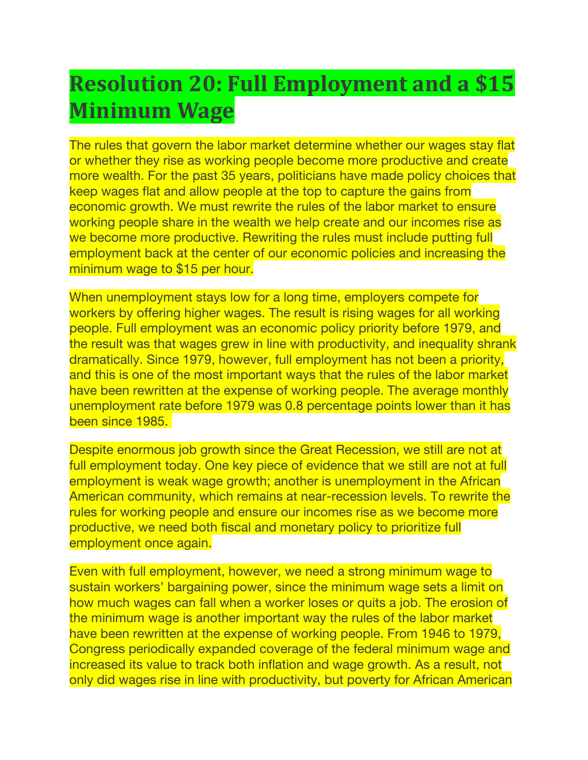# Resolution 20: Full Employment and a $15 Minimum Wage

The rules that govern the labor market determine whether our wages stay flat or whether they rise as working people become more productive and create more wealth. For the past 35 years, politicians have made policy choices that keep wages flat and allow people at the top to capture the gains from economic growth. We must rewrite the rules of the labor market to ensure working people share in the wealth we help create and our incomes rise as we become more productive. Rewriting the rules must include putting full employment back at the center of our economic policies and increasing the minimum wage to $15 per hour.

When unemployment stays low for a long time, employers compete for workers by offering higher wages. The result is rising wages for all working people. Full employment was an economic policy priority before 1979, and the result was that wages grew in line with productivity, and inequality shrank dramatically. Since 1979, however, full employment has not been a priority, and this is one of the most important ways that the rules of the labor market have been rewritten at the expense of working people. The average monthly unemployment rate before 1979 was 0.8 percentage points lower than it has been since 1985.

Despite enormous job growth since the Great Recession, we still are not at full employment today. One key piece of evidence that we still are not at full employment is weak wage growth; another is unemployment in the African American community, which remains at near-recession levels. To rewrite the rules for working people and ensure our incomes rise as we become more productive, we need both fiscal and monetary policy to prioritize full employment once again.

Even with full employment, however, we need a strong minimum wage to sustain workers' bargaining power, since the minimum wage sets a limit on how much wages can fall when a worker loses or quits a job. The erosion of the minimum wage is another important way the rules of the labor market have been rewritten at the expense of working people. From 1946 to 1979, Congress periodically expanded coverage of the federal minimum wage and increased its value to track both inflation and wage growth. As a result, not only did wages rise in line with productivity, but poverty for African American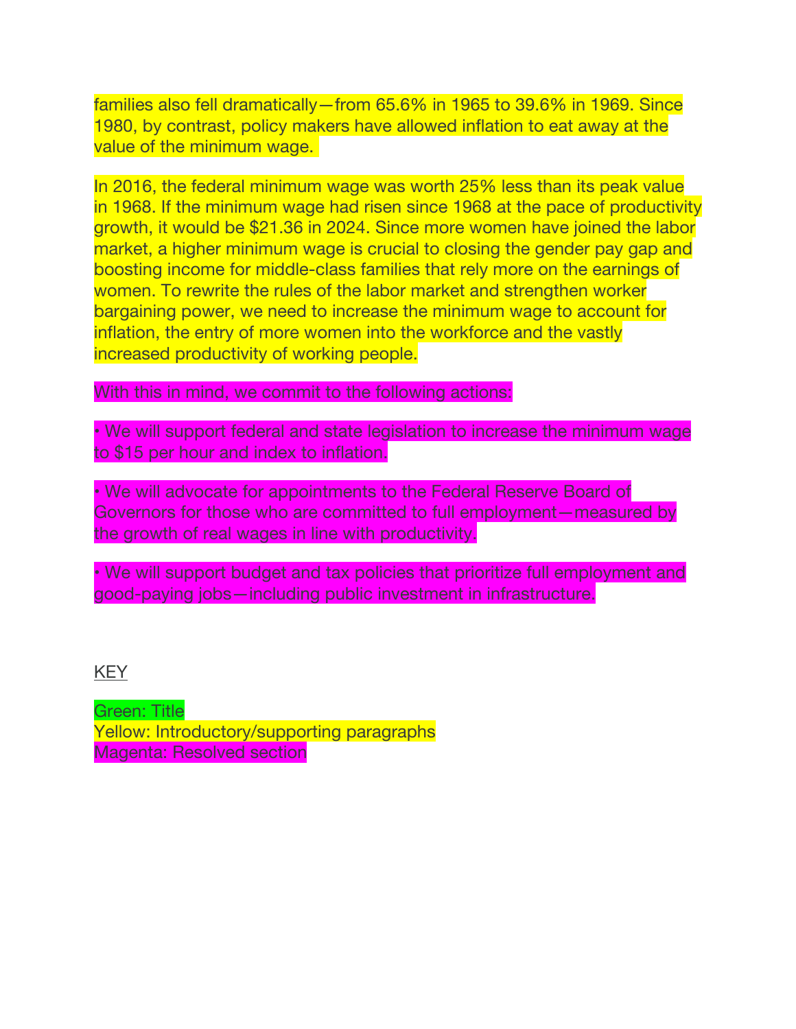families also fell dramatically—from 65.6% in 1965 to 39.6% in 1969. Since 1980, by contrast, policy makers have allowed inflation to eat away at the value of the minimum wage.

In 2016, the federal minimum wage was worth 25% less than its peak value in 1968. If the minimum wage had risen since 1968 at the pace of productivity growth, it would be $21.36 in 2024. Since more women have joined the labor market, a higher minimum wage is crucial to closing the gender pay gap and boosting income for middle-class families that rely more on the earnings of women. To rewrite the rules of the labor market and strengthen worker bargaining power, we need to increase the minimum wage to account for inflation, the entry of more women into the workforce and the vastly increased productivity of working people.

With this in mind, we commit to the following actions:

• We will support federal and state legislation to increase the minimum wage to $15 per hour and index to inflation.

• We will advocate for appointments to the Federal Reserve Board of Governors for those who are committed to full employment—measured by the growth of real wages in line with productivity.

• We will support budget and tax policies that prioritize full employment and good-paying jobs—including public investment in infrastructure.

KEY

Green: Title
Yellow: Introductory/supporting paragraphs
Magenta: Resolved section